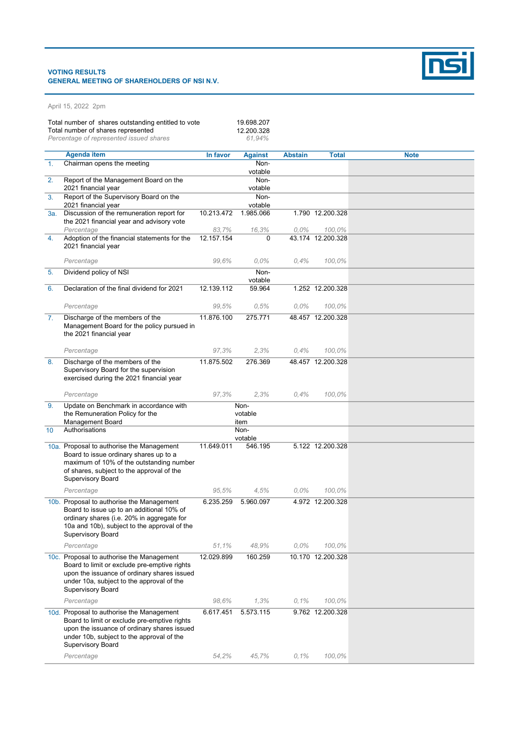**VOTING RESULTS**
**GENERAL MEETING OF SHAREHOLDERS OF NSI N.V.**

April 15, 2022 2pm

| | |
|---|---|
| Total number of shares outstanding entitled to vote | 19.698.207 |
| Total number of shares represented | 12.200.328 |
| *Percentage of represented issued shares* | *61,94%* |

| | Agenda item | In favor | Against | Abstain | Total | Note |
|---|---|---|---|---|---|---|
| 1. | Chairman opens the meeting | | Non-votable | | | |
| 2. | Report of the Management Board on the 2021 financial year | | Non-votable | | | |
| 3. | Report of the Supervisory Board on the 2021 financial year | | Non-votable | | | |
| 3a. | Discussion of the remuneration report for the 2021 financial year and advisory vote | 10.213.472 | 1.985.066 | 1.790 | 12.200.328 | |
| | *Percentage* | *83,7%* | *16,3%* | *0,0%* | *100,0%* | |
| 4. | Adoption of the financial statements for the 2021 financial year | 12.157.154 | 0 | 43.174 | 12.200.328 | |
| | *Percentage* | *99,6%* | *0,0%* | *0,4%* | *100,0%* | |
| 5. | Dividend policy of NSI | | Non-votable | | | |
| 6. | Declaration of the final dividend for 2021 | 12.139.112 | 59.964 | 1.252 | 12.200.328 | |
| | *Percentage* | *99,5%* | *0,5%* | *0,0%* | *100,0%* | |
| 7. | Discharge of the members of the Management Board for the policy pursued in the 2021 financial year | 11.876.100 | 275.771 | 48.457 | 12.200.328 | |
| | *Percentage* | *97,3%* | *2,3%* | *0,4%* | *100,0%* | |
| 8. | Discharge of the members of the Supervisory Board for the supervision exercised during the 2021 financial year | 11.875.502 | 276.369 | 48.457 | 12.200.328 | |
| | *Percentage* | *97,3%* | *2,3%* | *0,4%* | *100,0%* | |
| 9. | Update on Benchmark in accordance with the Remuneration Policy for the Management Board | | Non-votable item | | | |
| 10 | Authorisations | | Non-votable | | | |
| 10a. | Proposal to authorise the Management Board to issue ordinary shares up to a maximum of 10% of the outstanding number of shares, subject to the approval of the Supervisory Board | 11.649.011 | 546.195 | 5.122 | 12.200.328 | |
| | *Percentage* | *95,5%* | *4,5%* | *0,0%* | *100,0%* | |
| 10b. | Proposal to authorise the Management Board to issue up to an additional 10% of ordinary shares (i.e. 20% in aggregate for 10a and 10b), subject to the approval of the Supervisory Board | 6.235.259 | 5.960.097 | 4.972 | 12.200.328 | |
| | *Percentage* | *51,1%* | *48,9%* | *0,0%* | *100,0%* | |
| 10c. | Proposal to authorise the Management Board to limit or exclude pre-emptive rights upon the issuance of ordinary shares issued under 10a, subject to the approval of the Supervisory Board | 12.029.899 | 160.259 | 10.170 | 12.200.328 | |
| | *Percentage* | *98,6%* | *1,3%* | *0,1%* | *100,0%* | |
| 10d. | Proposal to authorise the Management Board to limit or exclude pre-emptive rights upon the issuance of ordinary shares issued under 10b, subject to the approval of the Supervisory Board | 6.617.451 | 5.573.115 | 9.762 | 12.200.328 | |
| | *Percentage* | *54,2%* | *45,7%* | *0,1%* | *100,0%* | |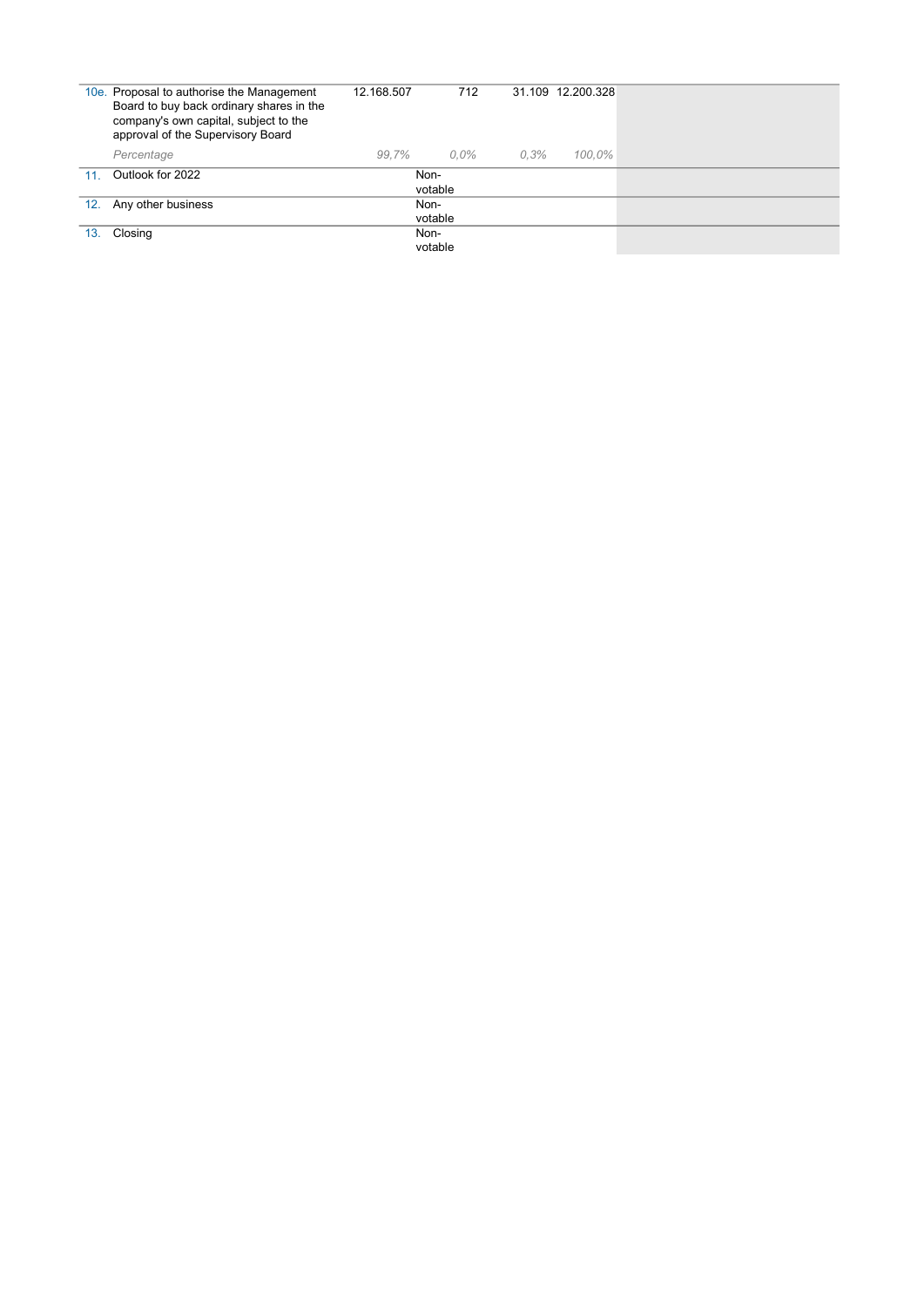| | | | | | | |
|---|---|---|---|---|---|---|
| 10e. | Proposal to authorise the Management Board to buy back ordinary shares in the company's own capital, subject to the approval of the Supervisory Board | 12.168.507 | 712 | 31.109 | 12.200.328 | |
| | *Percentage* | *99,7%* | *0,0%* | *0,3%* | *100,0%* | |
| 11. | Outlook for 2022 | | Non-votable | | | |
| 12. | Any other business | | Non-votable | | | |
| 13. | Closing | | Non-votable | | | |